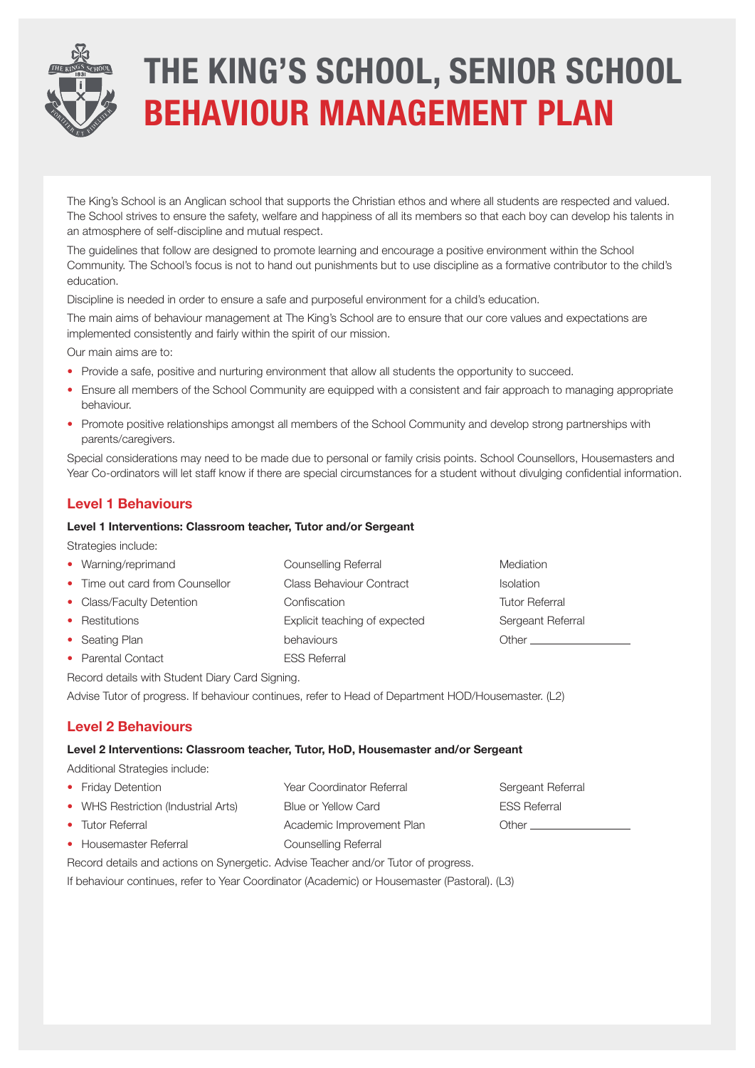# THE KING'S SCHOOL, SENIOR SCHOOL
# BEHAVIOUR MANAGEMENT PLAN

The King's School is an Anglican school that supports the Christian ethos and where all students are respected and valued. The School strives to ensure the safety, welfare and happiness of all its members so that each boy can develop his talents in an atmosphere of self-discipline and mutual respect.

The guidelines that follow are designed to promote learning and encourage a positive environment within the School Community. The School's focus is not to hand out punishments but to use discipline as a formative contributor to the child's education.

Discipline is needed in order to ensure a safe and purposeful environment for a child's education.

The main aims of behaviour management at The King's School are to ensure that our core values and expectations are implemented consistently and fairly within the spirit of our mission.

Our main aims are to:

- Provide a safe, positive and nurturing environment that allow all students the opportunity to succeed.
- Ensure all members of the School Community are equipped with a consistent and fair approach to managing appropriate behaviour.
- Promote positive relationships amongst all members of the School Community and develop strong partnerships with parents/caregivers.

Special considerations may need to be made due to personal or family crisis points. School Counsellors, Housemasters and Year Co-ordinators will let staff know if there are special circumstances for a student without divulging confidential information.

## Level 1 Behaviours

**Level 1 Interventions: Classroom teacher, Tutor and/or Sergeant**

Strategies include:

- Warning/reprimand
- Time out card from Counsellor
- Class/Faculty Detention
- Restitutions
- Seating Plan
- Parental Contact
- Counselling Referral
- Class Behaviour Contract
- Confiscation
- Explicit teaching of expected behaviours
- ESS Referral
- Mediation
- Isolation
- Tutor Referral
- Sergeant Referral
- Other ________________

Record details with Student Diary Card Signing.

Advise Tutor of progress. If behaviour continues, refer to Head of Department HOD/Housemaster. (L2)

## Level 2 Behaviours

**Level 2 Interventions: Classroom teacher, Tutor, HoD, Housemaster and/or Sergeant**

Additional Strategies include:

- Friday Detention
- WHS Restriction (Industrial Arts)
- Tutor Referral
- Housemaster Referral
- Year Coordinator Referral
- Blue or Yellow Card
- Academic Improvement Plan
- Counselling Referral
- Sergeant Referral
- ESS Referral
- Other ________________

Record details and actions on Synergetic. Advise Teacher and/or Tutor of progress.

If behaviour continues, refer to Year Coordinator (Academic) or Housemaster (Pastoral). (L3)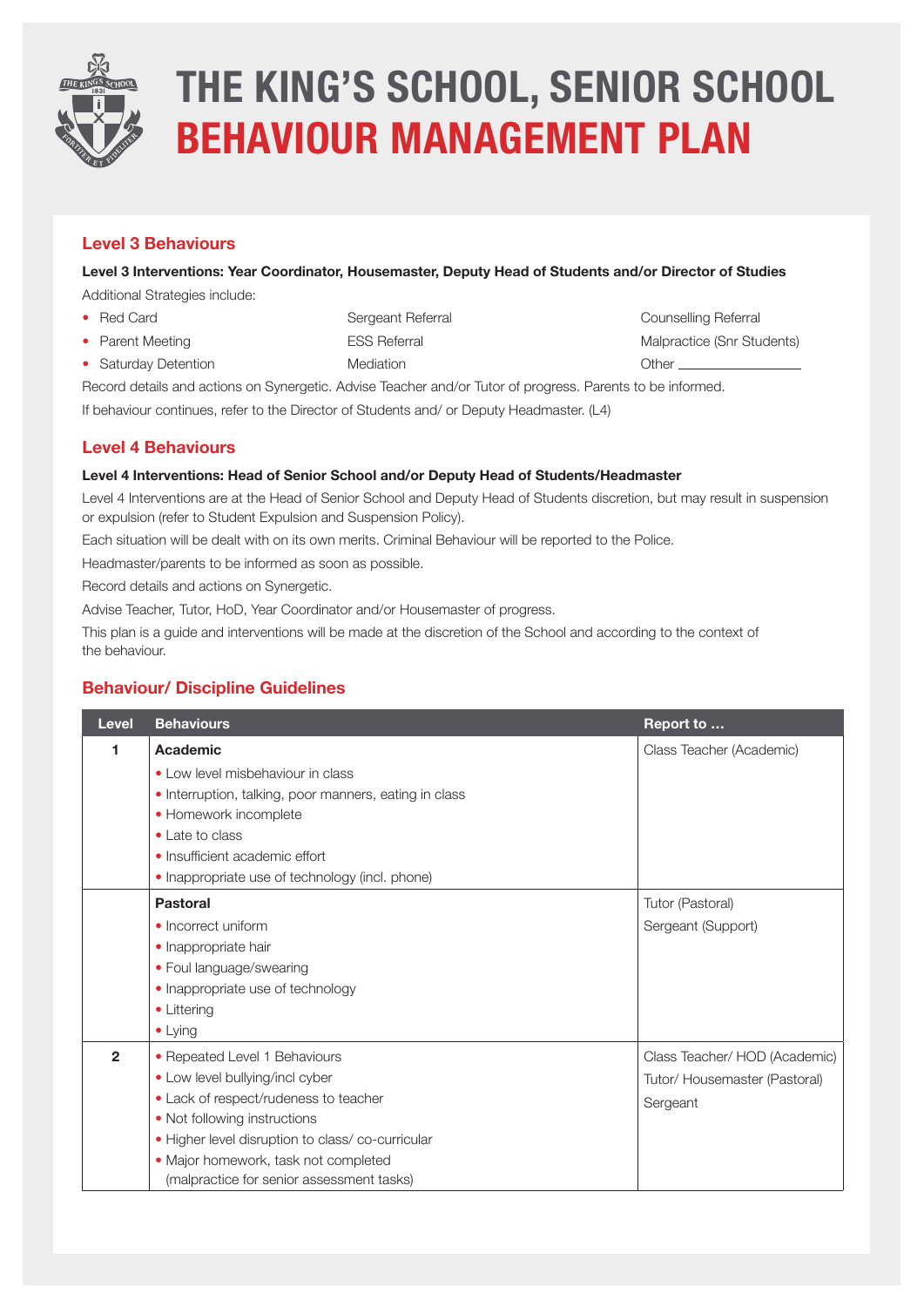# THE KING'S SCHOOL, SENIOR SCHOOL
# BEHAVIOUR MANAGEMENT PLAN

## Level 3 Behaviours

**Level 3 Interventions: Year Coordinator, Housemaster, Deputy Head of Students and/or Director of Studies**

Additional Strategies include:

- Red Card
- Parent Meeting
- Saturday Detention
- Sergeant Referral
- ESS Referral
- Mediation
- Counselling Referral
- Malpractice (Snr Students)
- Other ______________

Record details and actions on Synergetic. Advise Teacher and/or Tutor of progress. Parents to be informed.

If behaviour continues, refer to the Director of Students and/ or Deputy Headmaster. (L4)

## Level 4 Behaviours

**Level 4 Interventions: Head of Senior School and/or Deputy Head of Students/Headmaster**

Level 4 Interventions are at the Head of Senior School and Deputy Head of Students discretion, but may result in suspension or expulsion (refer to Student Expulsion and Suspension Policy).

Each situation will be dealt with on its own merits. Criminal Behaviour will be reported to the Police.

Headmaster/parents to be informed as soon as possible.

Record details and actions on Synergetic.

Advise Teacher, Tutor, HoD, Year Coordinator and/or Housemaster of progress.

This plan is a guide and interventions will be made at the discretion of the School and according to the context of the behaviour.

## Behaviour/ Discipline Guidelines

| Level | Behaviours | Report to … |
|---|---|---|
| 1 | **Academic**<br>• Low level misbehaviour in class<br>• Interruption, talking, poor manners, eating in class<br>• Homework incomplete<br>• Late to class<br>• Insufficient academic effort<br>• Inappropriate use of technology (incl. phone) | Class Teacher (Academic) |
| | **Pastoral**<br>• Incorrect uniform<br>• Inappropriate hair<br>• Foul language/swearing<br>• Inappropriate use of technology<br>• Littering<br>• Lying | Tutor (Pastoral)<br>Sergeant (Support) |
| 2 | • Repeated Level 1 Behaviours<br>• Low level bullying/incl cyber<br>• Lack of respect/rudeness to teacher<br>• Not following instructions<br>• Higher level disruption to class/ co-curricular<br>• Major homework, task not completed (malpractice for senior assessment tasks) | Class Teacher/ HOD (Academic)<br>Tutor/ Housemaster (Pastoral)<br>Sergeant |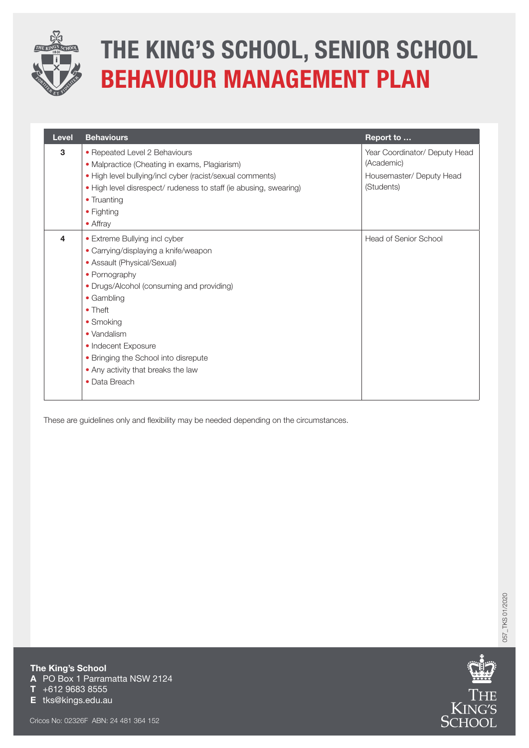# THE KING'S SCHOOL, SENIOR SCHOOL
# BEHAVIOUR MANAGEMENT PLAN

| Level | Behaviours | Report to … |
|---|---|---|
| 3 | • Repeated Level 2 Behaviours<br>• Malpractice (Cheating in exams, Plagiarism)<br>• High level bullying/incl cyber (racist/sexual comments)<br>• High level disrespect/ rudeness to staff (ie abusing, swearing)<br>• Truanting<br>• Fighting<br>• Affray | Year Coordinator/ Deputy Head (Academic)<br>Housemaster/ Deputy Head (Students) |
| 4 | • Extreme Bullying incl cyber<br>• Carrying/displaying a knife/weapon<br>• Assault (Physical/Sexual)<br>• Pornography<br>• Drugs/Alcohol (consuming and providing)<br>• Gambling<br>• Theft<br>• Smoking<br>• Vandalism<br>• Indecent Exposure<br>• Bringing the School into disrepute<br>• Any activity that breaks the law<br>• Data Breach | Head of Senior School |

These are guidelines only and flexibility may be needed depending on the circumstances.

**The King's School**
**A** PO Box 1 Parramatta NSW 2124
**T** +612 9683 8555
**E** tks@kings.edu.au

Cricos No: 02326F ABN: 24 481 364 152

057_TKS 01/2020